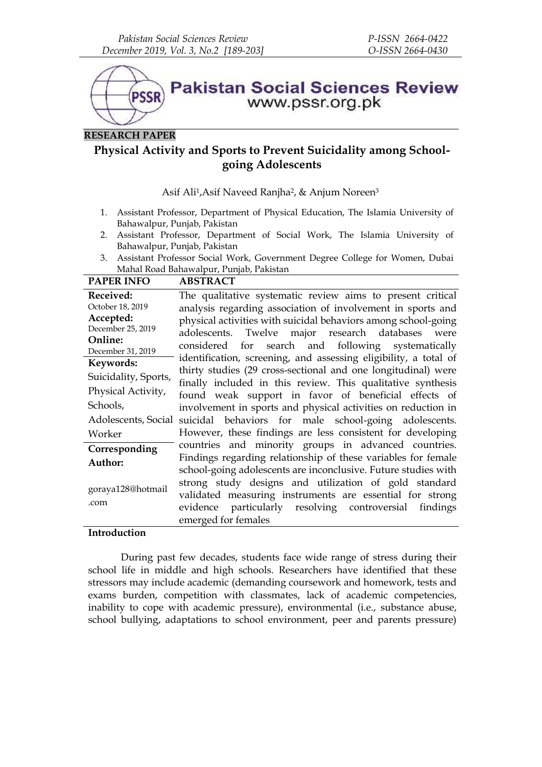**RESEARCH PAPER**

# Physical Activity and Sports to Prevent Suicidality among School-going Adolescents

Asif Ali[1], Asif Naveed Ranjha[2], & Anjum Noreen[3]

1. Assistant Professor, Department of Physical Education, The Islamia University of Bahawalpur, Punjab, Pakistan
2. Assistant Professor, Department of Social Work, The Islamia University of Bahawalpur, Punjab, Pakistan
3. Assistant Professor Social Work, Government Degree College for Women, Dubai Mahal Road Bahawalpur, Punjab, Pakistan

| PAPER INFO | ABSTRACT |
|---|---|
| **Received:** October 18, 2019 **Accepted:** December 25, 2019 **Online:** December 31, 2019 **Keywords:** Suicidality, Sports, Physical Activity, Schools, Adolescents, Social Worker **Corresponding Author:** goraya128@hotmail.com | The qualitative systematic review aims to present critical analysis regarding association of involvement in sports and physical activities with suicidal behaviors among school-going adolescents. Twelve major research databases were considered for search and following systematically identification, screening, and assessing eligibility, a total of thirty studies (29 cross-sectional and one longitudinal) were finally included in this review. This qualitative synthesis found weak support in favor of beneficial effects of involvement in sports and physical activities on reduction in suicidal behaviors for male school-going adolescents. However, these findings are less consistent for developing countries and minority groups in advanced countries. Findings regarding relationship of these variables for female school-going adolescents are inconclusive. Future studies with strong study designs and utilization of gold standard validated measuring instruments are essential for strong evidence particularly resolving controversial findings emerged for females |

## Introduction

During past few decades, students face wide range of stress during their school life in middle and high schools. Researchers have identified that these stressors may include academic (demanding coursework and homework, tests and exams burden, competition with classmates, lack of academic competencies, inability to cope with academic pressure), environmental (i.e., substance abuse, school bullying, adaptations to school environment, peer and parents pressure)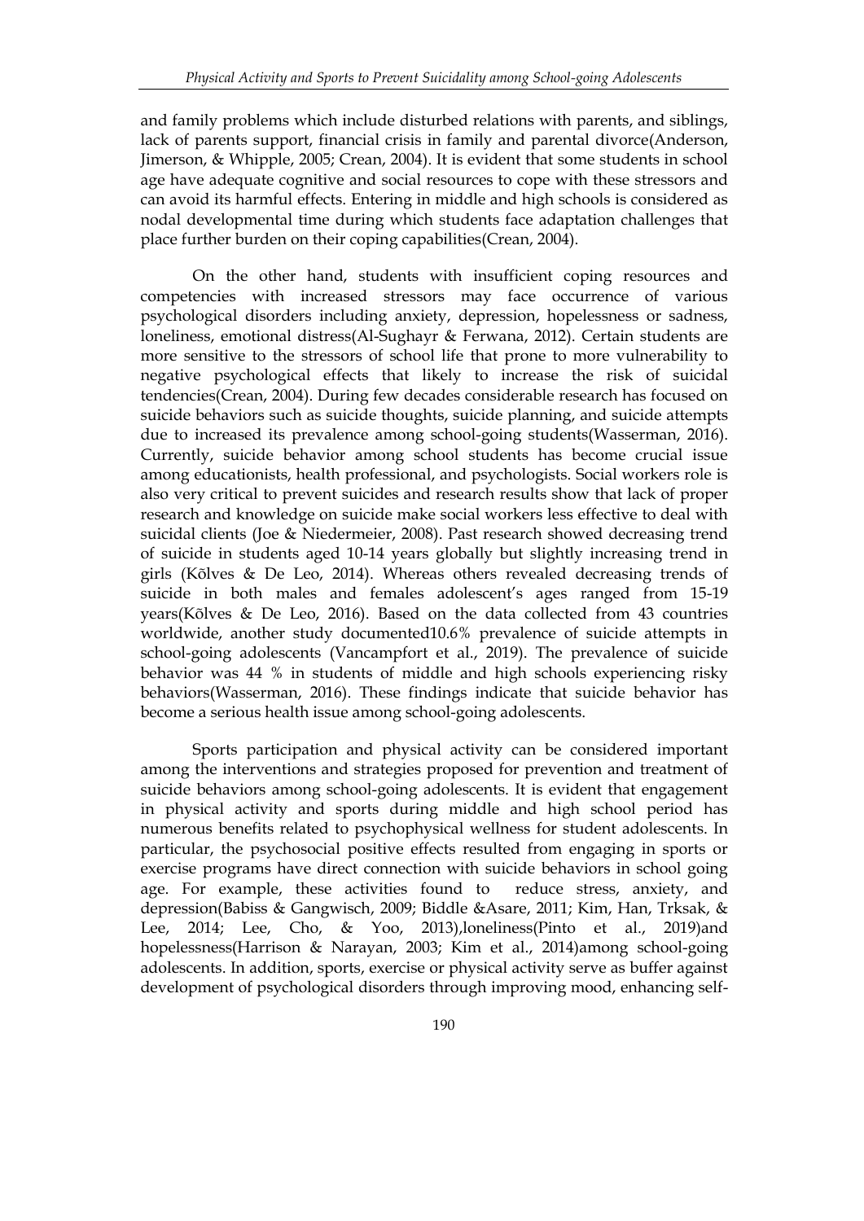and family problems which include disturbed relations with parents, and siblings, lack of parents support, financial crisis in family and parental divorce(Anderson, Jimerson, & Whipple, 2005; Crean, 2004). It is evident that some students in school age have adequate cognitive and social resources to cope with these stressors and can avoid its harmful effects. Entering in middle and high schools is considered as nodal developmental time during which students face adaptation challenges that place further burden on their coping capabilities(Crean, 2004).

On the other hand, students with insufficient coping resources and competencies with increased stressors may face occurrence of various psychological disorders including anxiety, depression, hopelessness or sadness, loneliness, emotional distress(Al-Sughayr & Ferwana, 2012). Certain students are more sensitive to the stressors of school life that prone to more vulnerability to negative psychological effects that likely to increase the risk of suicidal tendencies(Crean, 2004). During few decades considerable research has focused on suicide behaviors such as suicide thoughts, suicide planning, and suicide attempts due to increased its prevalence among school-going students(Wasserman, 2016). Currently, suicide behavior among school students has become crucial issue among educationists, health professional, and psychologists. Social workers role is also very critical to prevent suicides and research results show that lack of proper research and knowledge on suicide make social workers less effective to deal with suicidal clients (Joe & Niedermeier, 2008). Past research showed decreasing trend of suicide in students aged 10-14 years globally but slightly increasing trend in girls (Kõlves & De Leo, 2014). Whereas others revealed decreasing trends of suicide in both males and females adolescent's ages ranged from 15-19 years(Kõlves & De Leo, 2016). Based on the data collected from 43 countries worldwide, another study documented10.6% prevalence of suicide attempts in school-going adolescents (Vancampfort et al., 2019). The prevalence of suicide behavior was 44 % in students of middle and high schools experiencing risky behaviors(Wasserman, 2016). These findings indicate that suicide behavior has become a serious health issue among school-going adolescents.

Sports participation and physical activity can be considered important among the interventions and strategies proposed for prevention and treatment of suicide behaviors among school-going adolescents. It is evident that engagement in physical activity and sports during middle and high school period has numerous benefits related to psychophysical wellness for student adolescents. In particular, the psychosocial positive effects resulted from engaging in sports or exercise programs have direct connection with suicide behaviors in school going age. For example, these activities found to reduce stress, anxiety, and depression(Babiss & Gangwisch, 2009; Biddle &Asare, 2011; Kim, Han, Trksak, & Lee, 2014; Lee, Cho, & Yoo, 2013),loneliness(Pinto et al., 2019)and hopelessness(Harrison & Narayan, 2003; Kim et al., 2014)among school-going adolescents. In addition, sports, exercise or physical activity serve as buffer against development of psychological disorders through improving mood, enhancing self-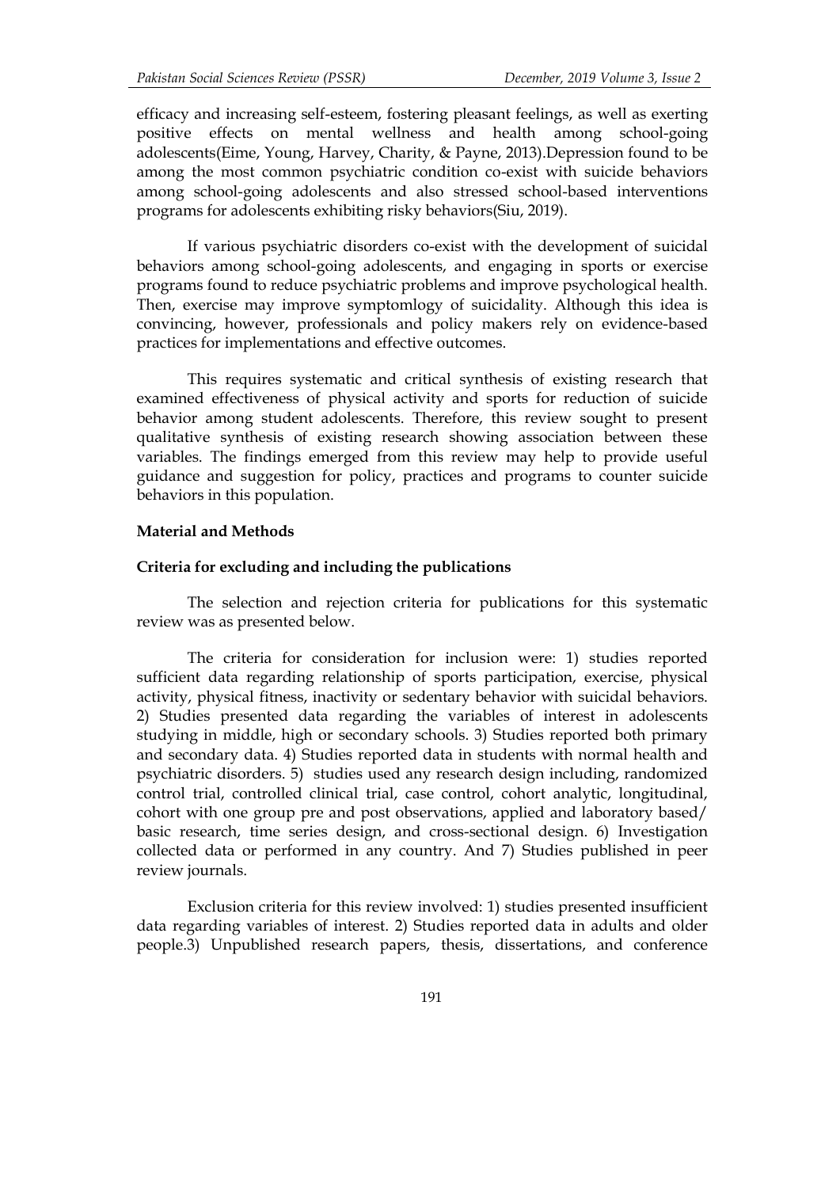efficacy and increasing self-esteem, fostering pleasant feelings, as well as exerting positive effects on mental wellness and health among school-going adolescents(Eime, Young, Harvey, Charity, & Payne, 2013).Depression found to be among the most common psychiatric condition co-exist with suicide behaviors among school-going adolescents and also stressed school-based interventions programs for adolescents exhibiting risky behaviors(Siu, 2019).

If various psychiatric disorders co-exist with the development of suicidal behaviors among school-going adolescents, and engaging in sports or exercise programs found to reduce psychiatric problems and improve psychological health. Then, exercise may improve symptomlogy of suicidality. Although this idea is convincing, however, professionals and policy makers rely on evidence-based practices for implementations and effective outcomes.

This requires systematic and critical synthesis of existing research that examined effectiveness of physical activity and sports for reduction of suicide behavior among student adolescents. Therefore, this review sought to present qualitative synthesis of existing research showing association between these variables. The findings emerged from this review may help to provide useful guidance and suggestion for policy, practices and programs to counter suicide behaviors in this population.

## Material and Methods

### Criteria for excluding and including the publications

The selection and rejection criteria for publications for this systematic review was as presented below.

The criteria for consideration for inclusion were: 1) studies reported sufficient data regarding relationship of sports participation, exercise, physical activity, physical fitness, inactivity or sedentary behavior with suicidal behaviors. 2) Studies presented data regarding the variables of interest in adolescents studying in middle, high or secondary schools. 3) Studies reported both primary and secondary data. 4) Studies reported data in students with normal health and psychiatric disorders. 5) studies used any research design including, randomized control trial, controlled clinical trial, case control, cohort analytic, longitudinal, cohort with one group pre and post observations, applied and laboratory based/ basic research, time series design, and cross-sectional design. 6) Investigation collected data or performed in any country. And 7) Studies published in peer review journals.

Exclusion criteria for this review involved: 1) studies presented insufficient data regarding variables of interest. 2) Studies reported data in adults and older people.3) Unpublished research papers, thesis, dissertations, and conference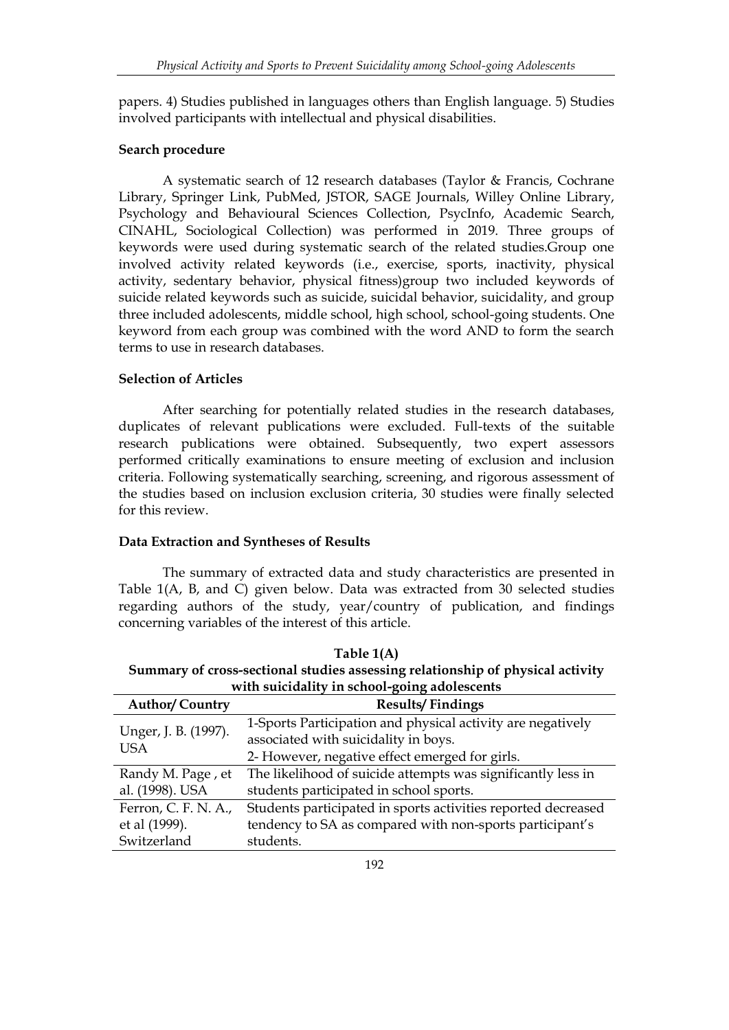papers. 4) Studies published in languages others than English language. 5) Studies involved participants with intellectual and physical disabilities.

### Search procedure

A systematic search of 12 research databases (Taylor & Francis, Cochrane Library, Springer Link, PubMed, JSTOR, SAGE Journals, Willey Online Library, Psychology and Behavioural Sciences Collection, PsycInfo, Academic Search, CINAHL, Sociological Collection) was performed in 2019. Three groups of keywords were used during systematic search of the related studies.Group one involved activity related keywords (i.e., exercise, sports, inactivity, physical activity, sedentary behavior, physical fitness)group two included keywords of suicide related keywords such as suicide, suicidal behavior, suicidality, and group three included adolescents, middle school, high school, school-going students. One keyword from each group was combined with the word AND to form the search terms to use in research databases.

### Selection of Articles

After searching for potentially related studies in the research databases, duplicates of relevant publications were excluded. Full-texts of the suitable research publications were obtained. Subsequently, two expert assessors performed critically examinations to ensure meeting of exclusion and inclusion criteria. Following systematically searching, screening, and rigorous assessment of the studies based on inclusion exclusion criteria, 30 studies were finally selected for this review.

### Data Extraction and Syntheses of Results

The summary of extracted data and study characteristics are presented in Table 1(A, B, and C) given below. Data was extracted from 30 selected studies regarding authors of the study, year/country of publication, and findings concerning variables of the interest of this article.

**Table 1(A)**
**Summary of cross-sectional studies assessing relationship of physical activity with suicidality in school-going adolescents**

| Author/ Country | Results/ Findings |
|---|---|
| Unger, J. B. (1997). USA | 1-Sports Participation and physical activity are negatively associated with suicidality in boys.<br>2- However, negative effect emerged for girls. |
| Randy M. Page , et al. (1998). USA | The likelihood of suicide attempts was significantly less in students participated in school sports. |
| Ferron, C. F. N. A., et al (1999). Switzerland | Students participated in sports activities reported decreased tendency to SA as compared with non-sports participant's students. |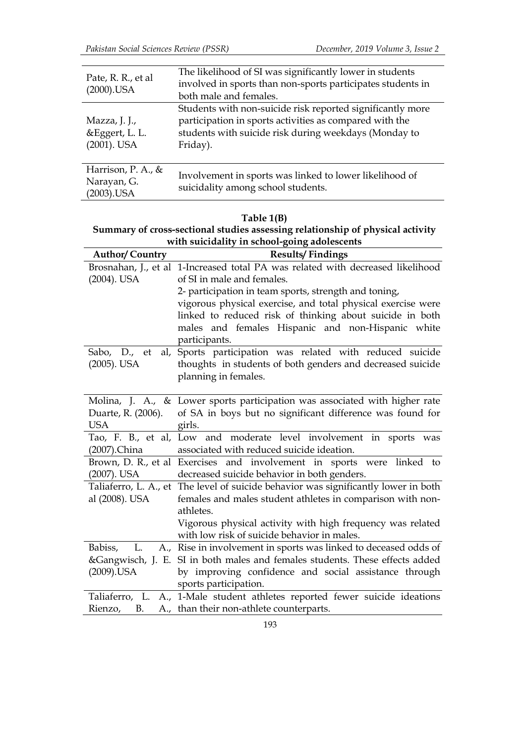| | |
|---|---|
| Pate, R. R., et al (2000).USA | The likelihood of SI was significantly lower in students involved in sports than non-sports participates students in both male and females. |
| Mazza, J. J., &Eggert, L. L. (2001). USA | Students with non-suicide risk reported significantly more participation in sports activities as compared with the students with suicide risk during weekdays (Monday to Friday). |
| Harrison, P. A., & Narayan, G. (2003).USA | Involvement in sports was linked to lower likelihood of suicidality among school students. |

**Table 1(B)**
**Summary of cross-sectional studies assessing relationship of physical activity with suicidality in school-going adolescents**

| Author/ Country | Results/ Findings |
|---|---|
| Brosnahan, J., et al (2004). USA | 1-Increased total PA was related with decreased likelihood of SI in male and females. 2- participation in team sports, strength and toning, vigorous physical exercise, and total physical exercise were linked to reduced risk of thinking about suicide in both males and females Hispanic and non-Hispanic white participants. |
| Sabo, D., et al, (2005). USA | Sports participation was related with reduced suicide thoughts in students of both genders and decreased suicide planning in females. |
| Molina, J. A., & Duarte, R. (2006). USA | Lower sports participation was associated with higher rate of SA in boys but no significant difference was found for girls. |
| Tao, F. B., et al, (2007).China | Low and moderate level involvement in sports was associated with reduced suicide ideation. |
| Brown, D. R., et al (2007). USA | Exercises and involvement in sports were linked to decreased suicide behavior in both genders. |
| Taliaferro, L. A., et al (2008). USA | The level of suicide behavior was significantly lower in both females and males student athletes in comparison with non-athletes. Vigorous physical activity with high frequency was related with low risk of suicide behavior in males. |
| Babiss, L. A., &Gangwisch, J. E. (2009).USA | Rise in involvement in sports was linked to deceased odds of SI in both males and females students. These effects added by improving confidence and social assistance through sports participation. |
| Taliaferro, L. A., Rienzo, B. A., | 1-Male student athletes reported fewer suicide ideations than their non-athlete counterparts. |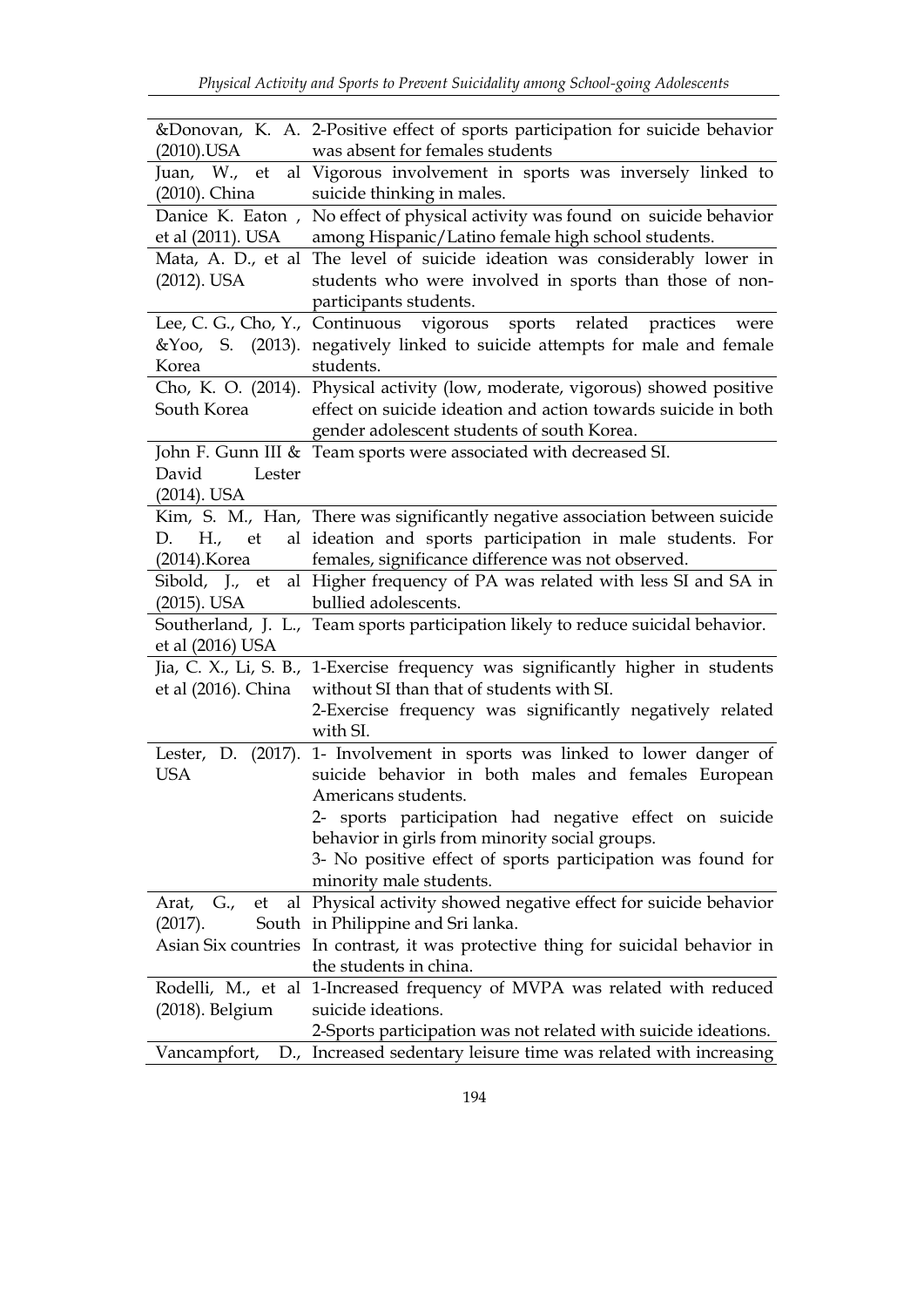| | |
|---|---|
| &Donovan, K. A. (2010).USA | 2-Positive effect of sports participation for suicide behavior was absent for females students |
| Juan, W., et al (2010). China | Vigorous involvement in sports was inversely linked to suicide thinking in males. |
| Danice K. Eaton , et al (2011). USA | No effect of physical activity was found on suicide behavior among Hispanic/Latino female high school students. |
| Mata, A. D., et al (2012). USA | The level of suicide ideation was considerably lower in students who were involved in sports than those of non-participants students. |
| Lee, C. G., Cho, Y., &Yoo, S. (2013). Korea | Continuous vigorous sports related practices were negatively linked to suicide attempts for male and female students. |
| Cho, K. O. (2014). South Korea | Physical activity (low, moderate, vigorous) showed positive effect on suicide ideation and action towards suicide in both gender adolescent students of south Korea. |
| John F. Gunn III & David Lester (2014). USA | Team sports were associated with decreased SI. |
| Kim, S. M., Han, D. H., et al (2014).Korea | There was significantly negative association between suicide ideation and sports participation in male students. For females, significance difference was not observed. |
| Sibold, J., et al (2015). USA | Higher frequency of PA was related with less SI and SA in bullied adolescents. |
| Southerland, J. L., et al (2016) USA | Team sports participation likely to reduce suicidal behavior. |
| Jia, C. X., Li, S. B., et al (2016). China | 1-Exercise frequency was significantly higher in students without SI than that of students with SI.<br>2-Exercise frequency was significantly negatively related with SI. |
| Lester, D. (2017). USA | 1- Involvement in sports was linked to lower danger of suicide behavior in both males and females European Americans students.<br>2- sports participation had negative effect on suicide behavior in girls from minority social groups.<br>3- No positive effect of sports participation was found for minority male students. |
| Arat, G., et al (2017). South Asian Six countries | Physical activity showed negative effect for suicide behavior in Philippine and Sri lanka.<br>In contrast, it was protective thing for suicidal behavior in the students in china. |
| Rodelli, M., et al (2018). Belgium | 1-Increased frequency of MVPA was related with reduced suicide ideations.<br>2-Sports participation was not related with suicide ideations. |
| Vancampfort, D., | Increased sedentary leisure time was related with increasing |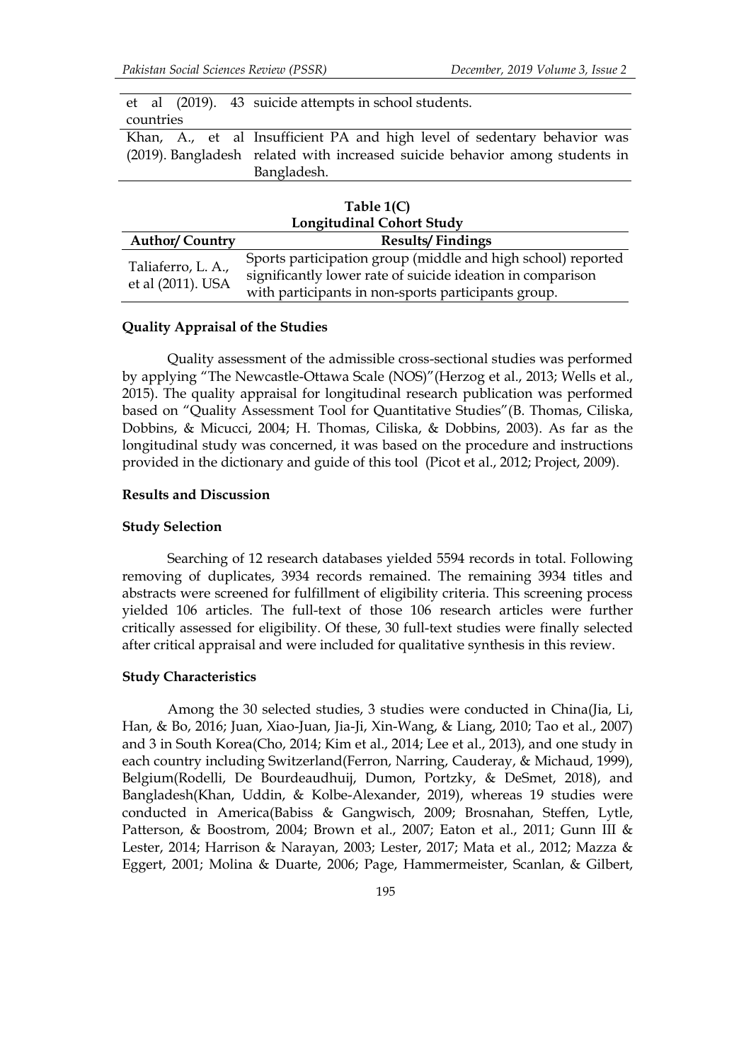| | |
|---|---|
| et al (2019). 43 countries | suicide attempts in school students. |
| Khan, A., et al (2019). Bangladesh | Insufficient PA and high level of sedentary behavior was related with increased suicide behavior among students in Bangladesh. |

**Table 1(C)**
**Longitudinal Cohort Study**

| Author/ Country | Results/ Findings |
|---|---|
| Taliaferro, L. A., et al (2011). USA | Sports participation group (middle and high school) reported significantly lower rate of suicide ideation in comparison with participants in non-sports participants group. |

### Quality Appraisal of the Studies

Quality assessment of the admissible cross-sectional studies was performed by applying "The Newcastle-Ottawa Scale (NOS)"(Herzog et al., 2013; Wells et al., 2015). The quality appraisal for longitudinal research publication was performed based on "Quality Assessment Tool for Quantitative Studies"(B. Thomas, Ciliska, Dobbins, & Micucci, 2004; H. Thomas, Ciliska, & Dobbins, 2003). As far as the longitudinal study was concerned, it was based on the procedure and instructions provided in the dictionary and guide of this tool (Picot et al., 2012; Project, 2009).

## Results and Discussion

### Study Selection

Searching of 12 research databases yielded 5594 records in total. Following removing of duplicates, 3934 records remained. The remaining 3934 titles and abstracts were screened for fulfillment of eligibility criteria. This screening process yielded 106 articles. The full-text of those 106 research articles were further critically assessed for eligibility. Of these, 30 full-text studies were finally selected after critical appraisal and were included for qualitative synthesis in this review.

### Study Characteristics

Among the 30 selected studies, 3 studies were conducted in China(Jia, Li, Han, & Bo, 2016; Juan, Xiao-Juan, Jia-Ji, Xin-Wang, & Liang, 2010; Tao et al., 2007) and 3 in South Korea(Cho, 2014; Kim et al., 2014; Lee et al., 2013), and one study in each country including Switzerland(Ferron, Narring, Cauderay, & Michaud, 1999), Belgium(Rodelli, De Bourdeaudhuij, Dumon, Portzky, & DeSmet, 2018), and Bangladesh(Khan, Uddin, & Kolbe-Alexander, 2019), whereas 19 studies were conducted in America(Babiss & Gangwisch, 2009; Brosnahan, Steffen, Lytle, Patterson, & Boostrom, 2004; Brown et al., 2007; Eaton et al., 2011; Gunn III & Lester, 2014; Harrison & Narayan, 2003; Lester, 2017; Mata et al., 2012; Mazza & Eggert, 2001; Molina & Duarte, 2006; Page, Hammermeister, Scanlan, & Gilbert,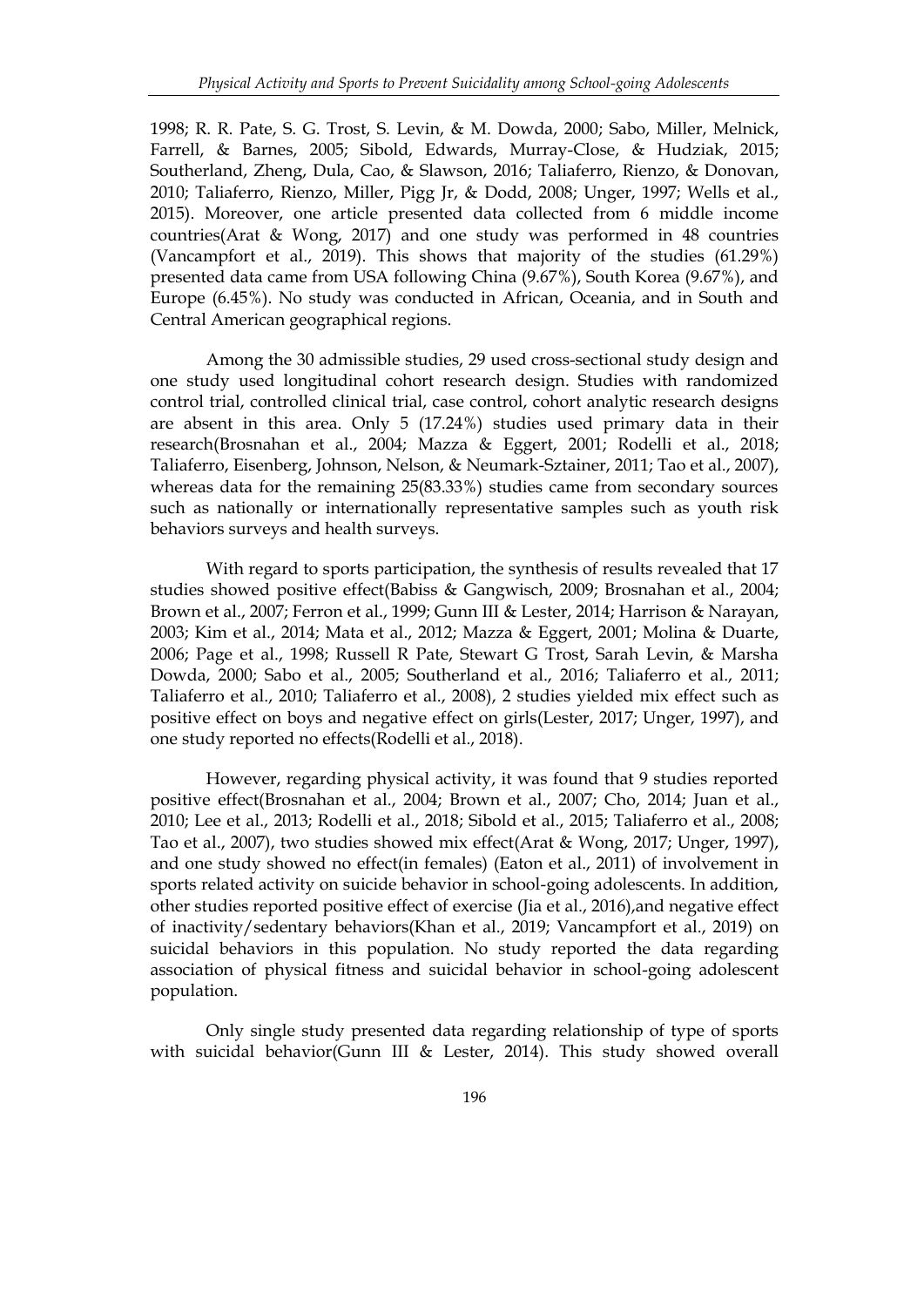1998; R. R. Pate, S. G. Trost, S. Levin, & M. Dowda, 2000; Sabo, Miller, Melnick, Farrell, & Barnes, 2005; Sibold, Edwards, Murray-Close, & Hudziak, 2015; Southerland, Zheng, Dula, Cao, & Slawson, 2016; Taliaferro, Rienzo, & Donovan, 2010; Taliaferro, Rienzo, Miller, Pigg Jr, & Dodd, 2008; Unger, 1997; Wells et al., 2015). Moreover, one article presented data collected from 6 middle income countries(Arat & Wong, 2017) and one study was performed in 48 countries (Vancampfort et al., 2019). This shows that majority of the studies (61.29%) presented data came from USA following China (9.67%), South Korea (9.67%), and Europe (6.45%). No study was conducted in African, Oceania, and in South and Central American geographical regions.

Among the 30 admissible studies, 29 used cross-sectional study design and one study used longitudinal cohort research design. Studies with randomized control trial, controlled clinical trial, case control, cohort analytic research designs are absent in this area. Only 5 (17.24%) studies used primary data in their research(Brosnahan et al., 2004; Mazza & Eggert, 2001; Rodelli et al., 2018; Taliaferro, Eisenberg, Johnson, Nelson, & Neumark-Sztainer, 2011; Tao et al., 2007), whereas data for the remaining 25(83.33%) studies came from secondary sources such as nationally or internationally representative samples such as youth risk behaviors surveys and health surveys.

With regard to sports participation, the synthesis of results revealed that 17 studies showed positive effect(Babiss & Gangwisch, 2009; Brosnahan et al., 2004; Brown et al., 2007; Ferron et al., 1999; Gunn III & Lester, 2014; Harrison & Narayan, 2003; Kim et al., 2014; Mata et al., 2012; Mazza & Eggert, 2001; Molina & Duarte, 2006; Page et al., 1998; Russell R Pate, Stewart G Trost, Sarah Levin, & Marsha Dowda, 2000; Sabo et al., 2005; Southerland et al., 2016; Taliaferro et al., 2011; Taliaferro et al., 2010; Taliaferro et al., 2008), 2 studies yielded mix effect such as positive effect on boys and negative effect on girls(Lester, 2017; Unger, 1997), and one study reported no effects(Rodelli et al., 2018).

However, regarding physical activity, it was found that 9 studies reported positive effect(Brosnahan et al., 2004; Brown et al., 2007; Cho, 2014; Juan et al., 2010; Lee et al., 2013; Rodelli et al., 2018; Sibold et al., 2015; Taliaferro et al., 2008; Tao et al., 2007), two studies showed mix effect(Arat & Wong, 2017; Unger, 1997), and one study showed no effect(in females) (Eaton et al., 2011) of involvement in sports related activity on suicide behavior in school-going adolescents. In addition, other studies reported positive effect of exercise (Jia et al., 2016),and negative effect of inactivity/sedentary behaviors(Khan et al., 2019; Vancampfort et al., 2019) on suicidal behaviors in this population. No study reported the data regarding association of physical fitness and suicidal behavior in school-going adolescent population.

Only single study presented data regarding relationship of type of sports with suicidal behavior(Gunn III & Lester, 2014). This study showed overall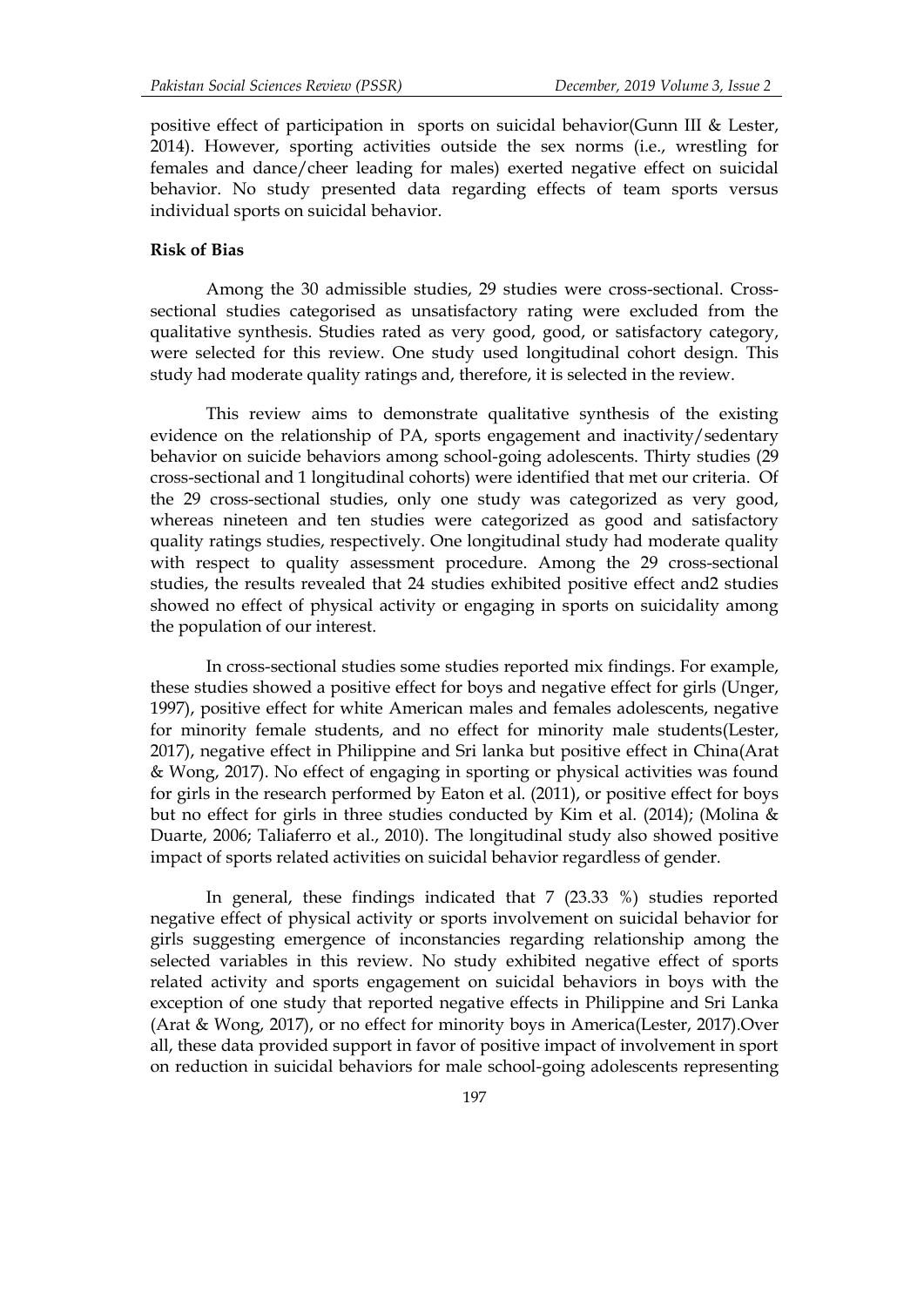positive effect of participation in sports on suicidal behavior(Gunn III & Lester, 2014). However, sporting activities outside the sex norms (i.e., wrestling for females and dance/cheer leading for males) exerted negative effect on suicidal behavior. No study presented data regarding effects of team sports versus individual sports on suicidal behavior.

### Risk of Bias

Among the 30 admissible studies, 29 studies were cross-sectional. Cross-sectional studies categorised as unsatisfactory rating were excluded from the qualitative synthesis. Studies rated as very good, good, or satisfactory category, were selected for this review. One study used longitudinal cohort design. This study had moderate quality ratings and, therefore, it is selected in the review.

This review aims to demonstrate qualitative synthesis of the existing evidence on the relationship of PA, sports engagement and inactivity/sedentary behavior on suicide behaviors among school-going adolescents. Thirty studies (29 cross-sectional and 1 longitudinal cohorts) were identified that met our criteria. Of the 29 cross-sectional studies, only one study was categorized as very good, whereas nineteen and ten studies were categorized as good and satisfactory quality ratings studies, respectively. One longitudinal study had moderate quality with respect to quality assessment procedure. Among the 29 cross-sectional studies, the results revealed that 24 studies exhibited positive effect and2 studies showed no effect of physical activity or engaging in sports on suicidality among the population of our interest.

In cross-sectional studies some studies reported mix findings. For example, these studies showed a positive effect for boys and negative effect for girls (Unger, 1997), positive effect for white American males and females adolescents, negative for minority female students, and no effect for minority male students(Lester, 2017), negative effect in Philippine and Sri lanka but positive effect in China(Arat & Wong, 2017). No effect of engaging in sporting or physical activities was found for girls in the research performed by Eaton et al. (2011), or positive effect for boys but no effect for girls in three studies conducted by Kim et al. (2014); (Molina & Duarte, 2006; Taliaferro et al., 2010). The longitudinal study also showed positive impact of sports related activities on suicidal behavior regardless of gender.

In general, these findings indicated that 7 (23.33 %) studies reported negative effect of physical activity or sports involvement on suicidal behavior for girls suggesting emergence of inconstancies regarding relationship among the selected variables in this review. No study exhibited negative effect of sports related activity and sports engagement on suicidal behaviors in boys with the exception of one study that reported negative effects in Philippine and Sri Lanka (Arat & Wong, 2017), or no effect for minority boys in America(Lester, 2017).Over all, these data provided support in favor of positive impact of involvement in sport on reduction in suicidal behaviors for male school-going adolescents representing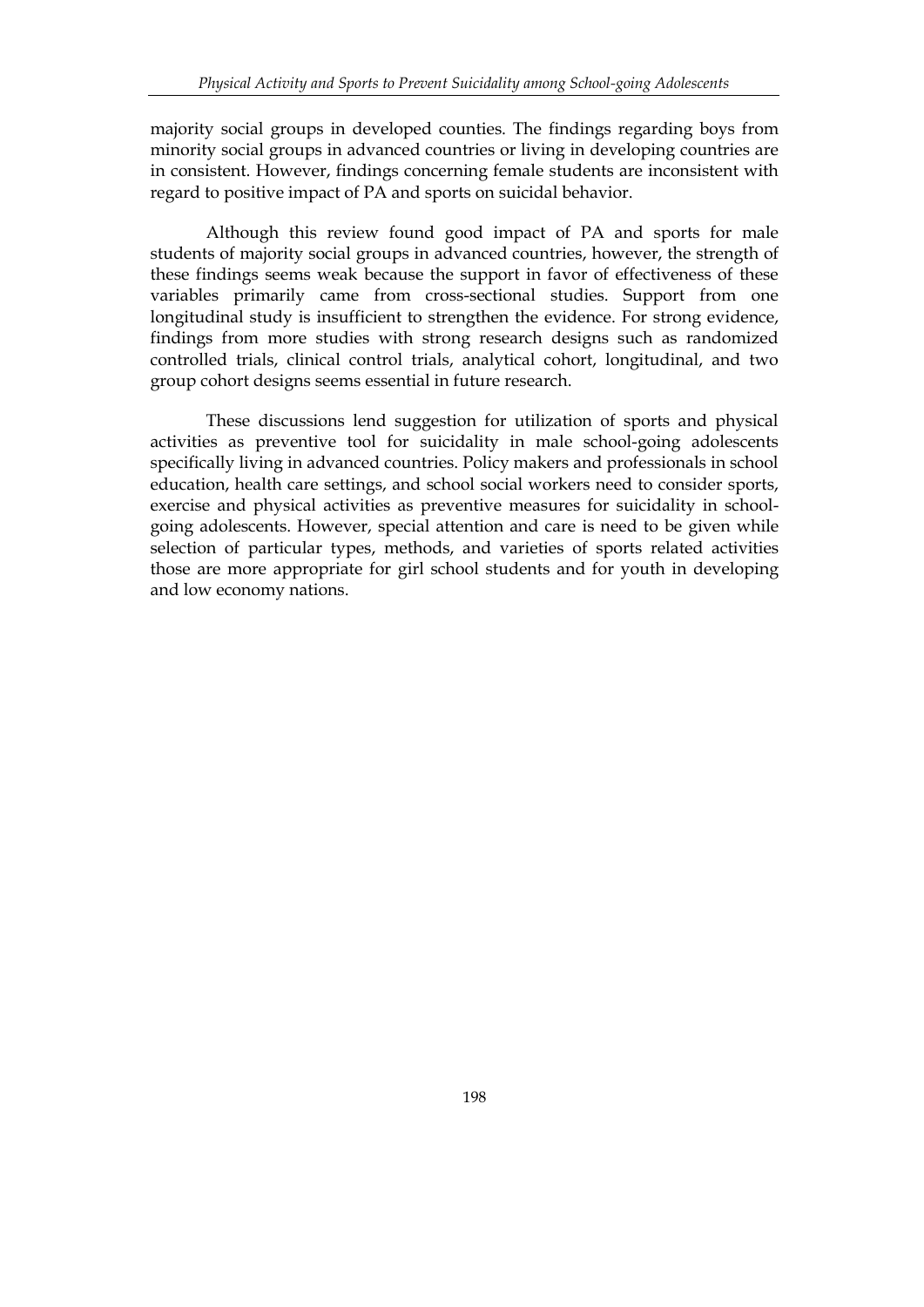majority social groups in developed counties. The findings regarding boys from minority social groups in advanced countries or living in developing countries are in consistent. However, findings concerning female students are inconsistent with regard to positive impact of PA and sports on suicidal behavior.

Although this review found good impact of PA and sports for male students of majority social groups in advanced countries, however, the strength of these findings seems weak because the support in favor of effectiveness of these variables primarily came from cross-sectional studies. Support from one longitudinal study is insufficient to strengthen the evidence. For strong evidence, findings from more studies with strong research designs such as randomized controlled trials, clinical control trials, analytical cohort, longitudinal, and two group cohort designs seems essential in future research.

These discussions lend suggestion for utilization of sports and physical activities as preventive tool for suicidality in male school-going adolescents specifically living in advanced countries. Policy makers and professionals in school education, health care settings, and school social workers need to consider sports, exercise and physical activities as preventive measures for suicidality in school-going adolescents. However, special attention and care is need to be given while selection of particular types, methods, and varieties of sports related activities those are more appropriate for girl school students and for youth in developing and low economy nations.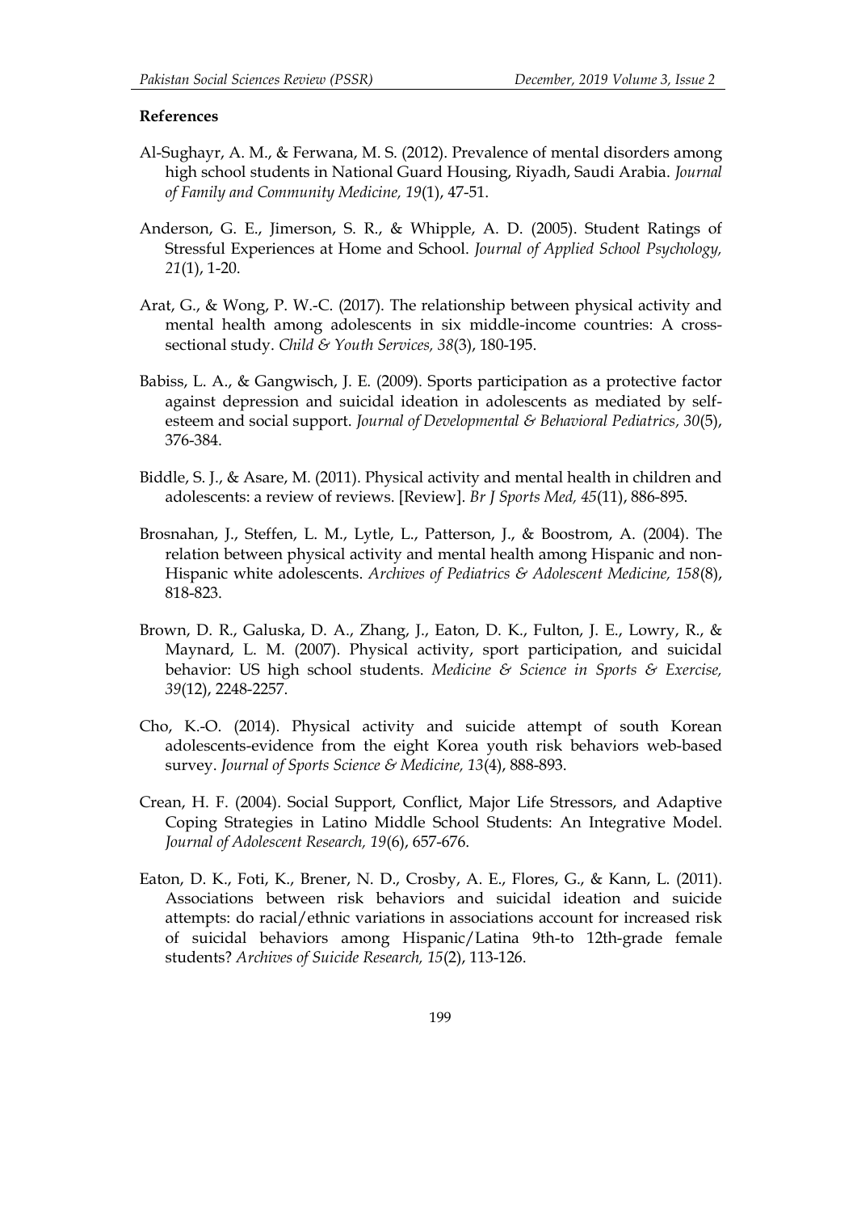**References**

Al-Sughayr, A. M., & Ferwana, M. S. (2012). Prevalence of mental disorders among high school students in National Guard Housing, Riyadh, Saudi Arabia. *Journal of Family and Community Medicine, 19*(1), 47-51.

Anderson, G. E., Jimerson, S. R., & Whipple, A. D. (2005). Student Ratings of Stressful Experiences at Home and School. *Journal of Applied School Psychology, 21*(1), 1-20.

Arat, G., & Wong, P. W.-C. (2017). The relationship between physical activity and mental health among adolescents in six middle-income countries: A cross-sectional study. *Child & Youth Services, 38*(3), 180-195.

Babiss, L. A., & Gangwisch, J. E. (2009). Sports participation as a protective factor against depression and suicidal ideation in adolescents as mediated by self-esteem and social support. *Journal of Developmental & Behavioral Pediatrics, 30*(5), 376-384.

Biddle, S. J., & Asare, M. (2011). Physical activity and mental health in children and adolescents: a review of reviews. [Review]. *Br J Sports Med, 45*(11), 886-895.

Brosnahan, J., Steffen, L. M., Lytle, L., Patterson, J., & Boostrom, A. (2004). The relation between physical activity and mental health among Hispanic and non-Hispanic white adolescents. *Archives of Pediatrics & Adolescent Medicine, 158*(8), 818-823.

Brown, D. R., Galuska, D. A., Zhang, J., Eaton, D. K., Fulton, J. E., Lowry, R., & Maynard, L. M. (2007). Physical activity, sport participation, and suicidal behavior: US high school students. *Medicine & Science in Sports & Exercise, 39*(12), 2248-2257.

Cho, K.-O. (2014). Physical activity and suicide attempt of south Korean adolescents-evidence from the eight Korea youth risk behaviors web-based survey. *Journal of Sports Science & Medicine, 13*(4), 888-893.

Crean, H. F. (2004). Social Support, Conflict, Major Life Stressors, and Adaptive Coping Strategies in Latino Middle School Students: An Integrative Model. *Journal of Adolescent Research, 19*(6), 657-676.

Eaton, D. K., Foti, K., Brener, N. D., Crosby, A. E., Flores, G., & Kann, L. (2011). Associations between risk behaviors and suicidal ideation and suicide attempts: do racial/ethnic variations in associations account for increased risk of suicidal behaviors among Hispanic/Latina 9th-to 12th-grade female students? *Archives of Suicide Research, 15*(2), 113-126.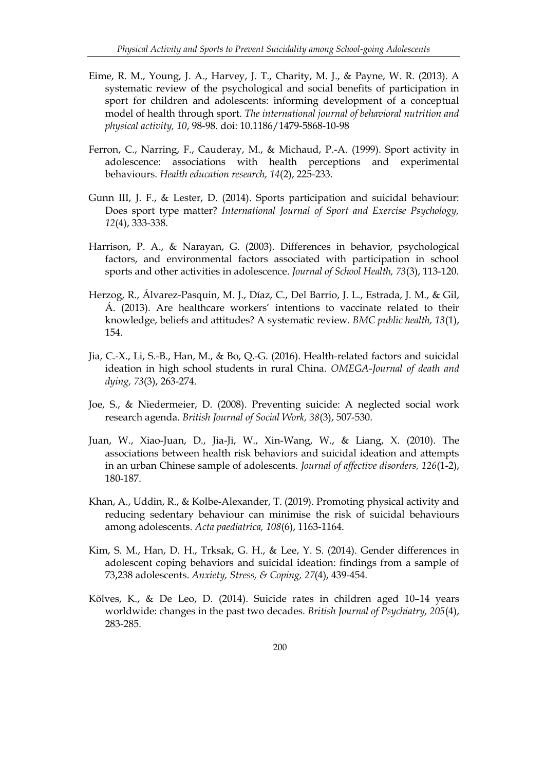Eime, R. M., Young, J. A., Harvey, J. T., Charity, M. J., & Payne, W. R. (2013). A systematic review of the psychological and social benefits of participation in sport for children and adolescents: informing development of a conceptual model of health through sport. *The international journal of behavioral nutrition and physical activity, 10*, 98-98. doi: 10.1186/1479-5868-10-98

Ferron, C., Narring, F., Cauderay, M., & Michaud, P.-A. (1999). Sport activity in adolescence: associations with health perceptions and experimental behaviours. *Health education research, 14*(2), 225-233.

Gunn III, J. F., & Lester, D. (2014). Sports participation and suicidal behaviour: Does sport type matter? *International Journal of Sport and Exercise Psychology, 12*(4), 333-338.

Harrison, P. A., & Narayan, G. (2003). Differences in behavior, psychological factors, and environmental factors associated with participation in school sports and other activities in adolescence. *Journal of School Health, 73*(3), 113-120.

Herzog, R., Álvarez-Pasquin, M. J., Díaz, C., Del Barrio, J. L., Estrada, J. M., & Gil, Á. (2013). Are healthcare workers' intentions to vaccinate related to their knowledge, beliefs and attitudes? A systematic review. *BMC public health, 13*(1), 154.

Jia, C.-X., Li, S.-B., Han, M., & Bo, Q.-G. (2016). Health-related factors and suicidal ideation in high school students in rural China. *OMEGA-Journal of death and dying, 73*(3), 263-274.

Joe, S., & Niedermeier, D. (2008). Preventing suicide: A neglected social work research agenda. *British Journal of Social Work, 38*(3), 507-530.

Juan, W., Xiao-Juan, D., Jia-Ji, W., Xin-Wang, W., & Liang, X. (2010). The associations between health risk behaviors and suicidal ideation and attempts in an urban Chinese sample of adolescents. *Journal of affective disorders, 126*(1-2), 180-187.

Khan, A., Uddin, R., & Kolbe-Alexander, T. (2019). Promoting physical activity and reducing sedentary behaviour can minimise the risk of suicidal behaviours among adolescents. *Acta paediatrica, 108*(6), 1163-1164.

Kim, S. M., Han, D. H., Trksak, G. H., & Lee, Y. S. (2014). Gender differences in adolescent coping behaviors and suicidal ideation: findings from a sample of 73,238 adolescents. *Anxiety, Stress, & Coping, 27*(4), 439-454.

Kõlves, K., & De Leo, D. (2014). Suicide rates in children aged 10–14 years worldwide: changes in the past two decades. *British Journal of Psychiatry, 205*(4), 283-285.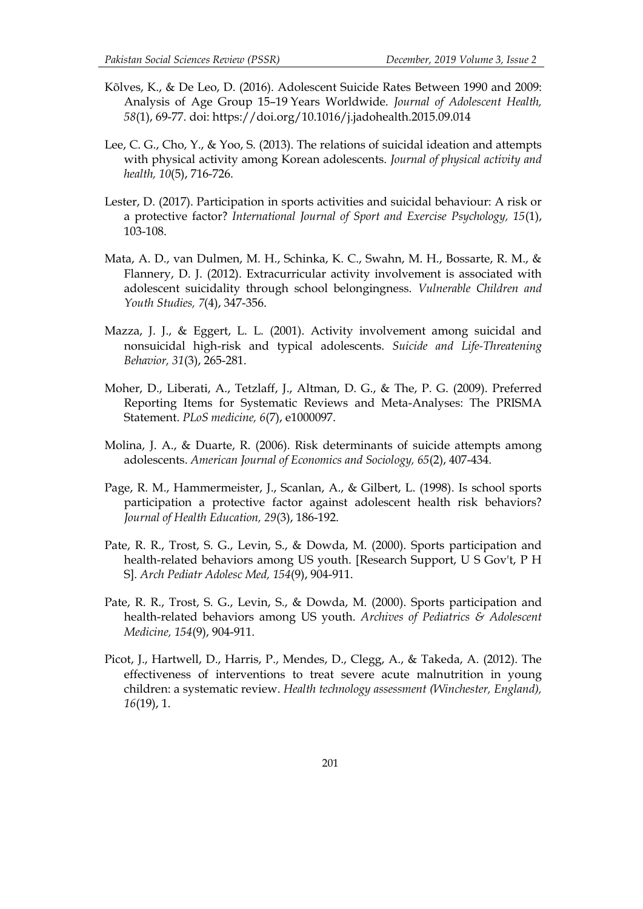Kõlves, K., & De Leo, D. (2016). Adolescent Suicide Rates Between 1990 and 2009: Analysis of Age Group 15–19 Years Worldwide. *Journal of Adolescent Health, 58*(1), 69-77. doi: https://doi.org/10.1016/j.jadohealth.2015.09.014

Lee, C. G., Cho, Y., & Yoo, S. (2013). The relations of suicidal ideation and attempts with physical activity among Korean adolescents. *Journal of physical activity and health, 10*(5), 716-726.

Lester, D. (2017). Participation in sports activities and suicidal behaviour: A risk or a protective factor? *International Journal of Sport and Exercise Psychology, 15*(1), 103-108.

Mata, A. D., van Dulmen, M. H., Schinka, K. C., Swahn, M. H., Bossarte, R. M., & Flannery, D. J. (2012). Extracurricular activity involvement is associated with adolescent suicidality through school belongingness. *Vulnerable Children and Youth Studies, 7*(4), 347-356.

Mazza, J. J., & Eggert, L. L. (2001). Activity involvement among suicidal and nonsuicidal high-risk and typical adolescents. *Suicide and Life-Threatening Behavior, 31*(3), 265-281.

Moher, D., Liberati, A., Tetzlaff, J., Altman, D. G., & The, P. G. (2009). Preferred Reporting Items for Systematic Reviews and Meta-Analyses: The PRISMA Statement. *PLoS medicine, 6*(7), e1000097.

Molina, J. A., & Duarte, R. (2006). Risk determinants of suicide attempts among adolescents. *American Journal of Economics and Sociology, 65*(2), 407-434.

Page, R. M., Hammermeister, J., Scanlan, A., & Gilbert, L. (1998). Is school sports participation a protective factor against adolescent health risk behaviors? *Journal of Health Education, 29*(3), 186-192.

Pate, R. R., Trost, S. G., Levin, S., & Dowda, M. (2000). Sports participation and health-related behaviors among US youth. [Research Support, U S Gov't, P H S]. *Arch Pediatr Adolesc Med, 154*(9), 904-911.

Pate, R. R., Trost, S. G., Levin, S., & Dowda, M. (2000). Sports participation and health-related behaviors among US youth. *Archives of Pediatrics & Adolescent Medicine, 154*(9), 904-911.

Picot, J., Hartwell, D., Harris, P., Mendes, D., Clegg, A., & Takeda, A. (2012). The effectiveness of interventions to treat severe acute malnutrition in young children: a systematic review. *Health technology assessment (Winchester, England), 16*(19), 1.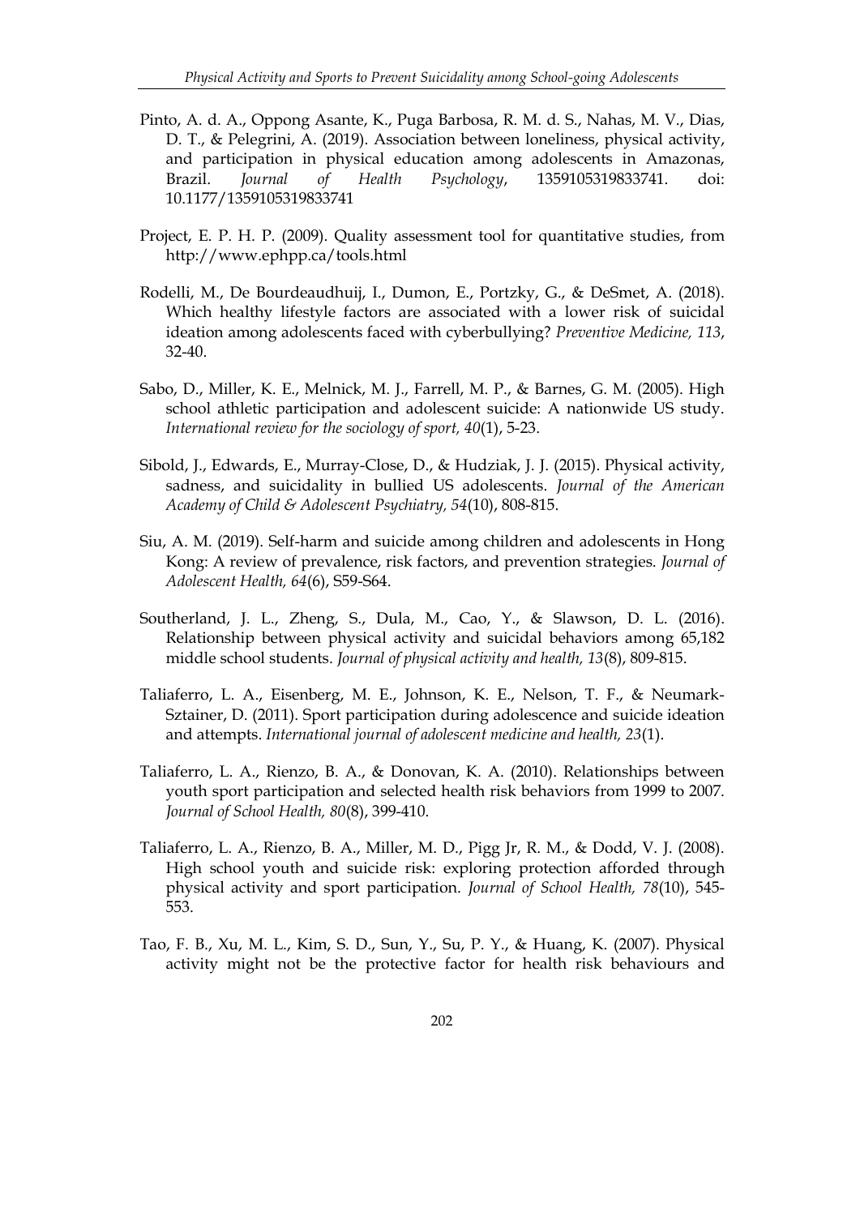Pinto, A. d. A., Oppong Asante, K., Puga Barbosa, R. M. d. S., Nahas, M. V., Dias, D. T., & Pelegrini, A. (2019). Association between loneliness, physical activity, and participation in physical education among adolescents in Amazonas, Brazil. *Journal of Health Psychology*, 1359105319833741. doi: 10.1177/1359105319833741

Project, E. P. H. P. (2009). Quality assessment tool for quantitative studies, from http://www.ephpp.ca/tools.html

Rodelli, M., De Bourdeaudhuij, I., Dumon, E., Portzky, G., & DeSmet, A. (2018). Which healthy lifestyle factors are associated with a lower risk of suicidal ideation among adolescents faced with cyberbullying? *Preventive Medicine, 113*, 32-40.

Sabo, D., Miller, K. E., Melnick, M. J., Farrell, M. P., & Barnes, G. M. (2005). High school athletic participation and adolescent suicide: A nationwide US study. *International review for the sociology of sport, 40*(1), 5-23.

Sibold, J., Edwards, E., Murray-Close, D., & Hudziak, J. J. (2015). Physical activity, sadness, and suicidality in bullied US adolescents. *Journal of the American Academy of Child & Adolescent Psychiatry, 54*(10), 808-815.

Siu, A. M. (2019). Self-harm and suicide among children and adolescents in Hong Kong: A review of prevalence, risk factors, and prevention strategies. *Journal of Adolescent Health, 64*(6), S59-S64.

Southerland, J. L., Zheng, S., Dula, M., Cao, Y., & Slawson, D. L. (2016). Relationship between physical activity and suicidal behaviors among 65,182 middle school students. *Journal of physical activity and health, 13*(8), 809-815.

Taliaferro, L. A., Eisenberg, M. E., Johnson, K. E., Nelson, T. F., & Neumark-Sztainer, D. (2011). Sport participation during adolescence and suicide ideation and attempts. *International journal of adolescent medicine and health, 23*(1).

Taliaferro, L. A., Rienzo, B. A., & Donovan, K. A. (2010). Relationships between youth sport participation and selected health risk behaviors from 1999 to 2007. *Journal of School Health, 80*(8), 399-410.

Taliaferro, L. A., Rienzo, B. A., Miller, M. D., Pigg Jr, R. M., & Dodd, V. J. (2008). High school youth and suicide risk: exploring protection afforded through physical activity and sport participation. *Journal of School Health, 78*(10), 545-553.

Tao, F. B., Xu, M. L., Kim, S. D., Sun, Y., Su, P. Y., & Huang, K. (2007). Physical activity might not be the protective factor for health risk behaviours and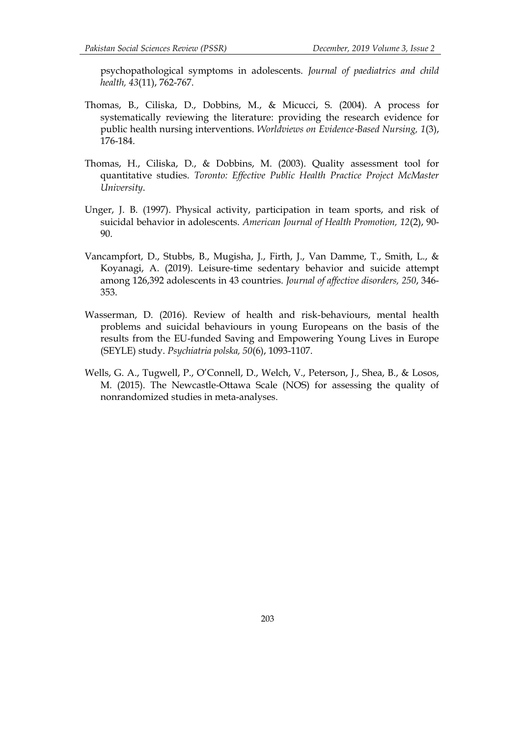psychopathological symptoms in adolescents. *Journal of paediatrics and child health, 43*(11), 762-767.

Thomas, B., Ciliska, D., Dobbins, M., & Micucci, S. (2004). A process for systematically reviewing the literature: providing the research evidence for public health nursing interventions. *Worldviews on Evidence‐Based Nursing, 1*(3), 176-184.

Thomas, H., Ciliska, D., & Dobbins, M. (2003). Quality assessment tool for quantitative studies. *Toronto: Effective Public Health Practice Project McMaster University*.

Unger, J. B. (1997). Physical activity, participation in team sports, and risk of suicidal behavior in adolescents. *American Journal of Health Promotion, 12*(2), 90-90.

Vancampfort, D., Stubbs, B., Mugisha, J., Firth, J., Van Damme, T., Smith, L., & Koyanagi, A. (2019). Leisure-time sedentary behavior and suicide attempt among 126,392 adolescents in 43 countries. *Journal of affective disorders, 250*, 346-353.

Wasserman, D. (2016). Review of health and risk-behaviours, mental health problems and suicidal behaviours in young Europeans on the basis of the results from the EU-funded Saving and Empowering Young Lives in Europe (SEYLE) study. *Psychiatria polska, 50*(6), 1093-1107.

Wells, G. A., Tugwell, P., O'Connell, D., Welch, V., Peterson, J., Shea, B., & Losos, M. (2015). The Newcastle-Ottawa Scale (NOS) for assessing the quality of nonrandomized studies in meta-analyses.